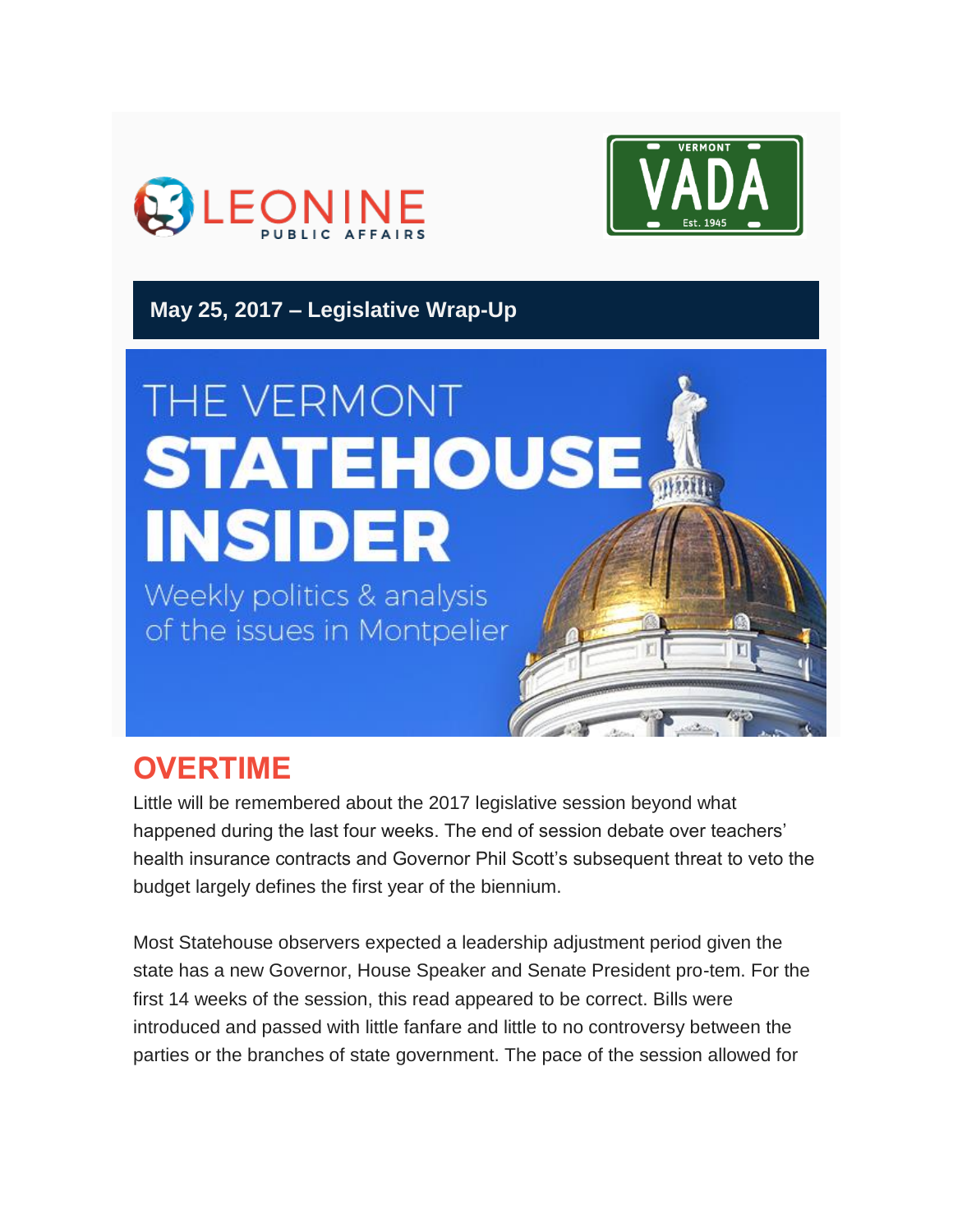LEONINE PUBLIC AFFAIRS

VERMONT VADA Est. 1945

**May 25, 2017 – Legislative Wrap-Up**

# THE VERMONT STATEHOUSE INSIDER

Weekly politics & analysis of the issues in Montpelier

## OVERTIME

Little will be remembered about the 2017 legislative session beyond what happened during the last four weeks. The end of session debate over teachers' health insurance contracts and Governor Phil Scott's subsequent threat to veto the budget largely defines the first year of the biennium.

Most Statehouse observers expected a leadership adjustment period given the state has a new Governor, House Speaker and Senate President pro-tem. For the first 14 weeks of the session, this read appeared to be correct. Bills were introduced and passed with little fanfare and little to no controversy between the parties or the branches of state government. The pace of the session allowed for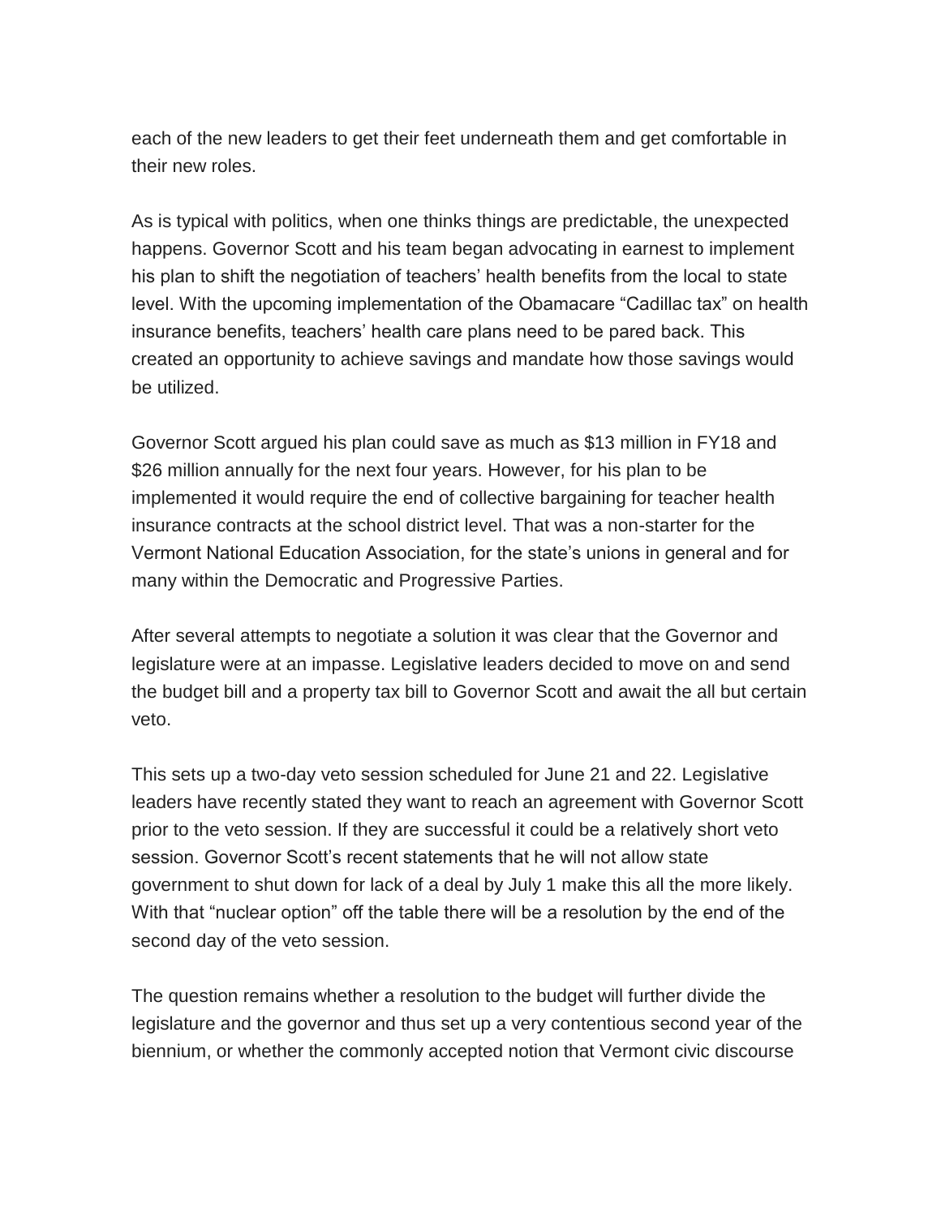each of the new leaders to get their feet underneath them and get comfortable in their new roles.

As is typical with politics, when one thinks things are predictable, the unexpected happens. Governor Scott and his team began advocating in earnest to implement his plan to shift the negotiation of teachers' health benefits from the local to state level. With the upcoming implementation of the Obamacare "Cadillac tax" on health insurance benefits, teachers' health care plans need to be pared back. This created an opportunity to achieve savings and mandate how those savings would be utilized.

Governor Scott argued his plan could save as much as $13 million in FY18 and $26 million annually for the next four years. However, for his plan to be implemented it would require the end of collective bargaining for teacher health insurance contracts at the school district level. That was a non-starter for the Vermont National Education Association, for the state's unions in general and for many within the Democratic and Progressive Parties.

After several attempts to negotiate a solution it was clear that the Governor and legislature were at an impasse. Legislative leaders decided to move on and send the budget bill and a property tax bill to Governor Scott and await the all but certain veto.

This sets up a two-day veto session scheduled for June 21 and 22. Legislative leaders have recently stated they want to reach an agreement with Governor Scott prior to the veto session. If they are successful it could be a relatively short veto session. Governor Scott's recent statements that he will not allow state government to shut down for lack of a deal by July 1 make this all the more likely. With that "nuclear option" off the table there will be a resolution by the end of the second day of the veto session.

The question remains whether a resolution to the budget will further divide the legislature and the governor and thus set up a very contentious second year of the biennium, or whether the commonly accepted notion that Vermont civic discourse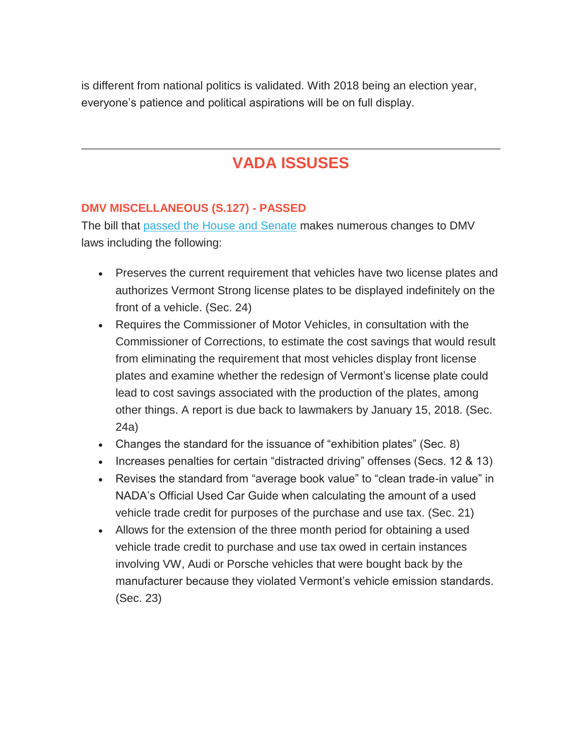is different from national politics is validated. With 2018 being an election year, everyone's patience and political aspirations will be on full display.

---

## VADA ISSUES

### DMV MISCELLANEOUS (S.127) - PASSED

The bill that passed the House and Senate makes numerous changes to DMV laws including the following:

- Preserves the current requirement that vehicles have two license plates and authorizes Vermont Strong license plates to be displayed indefinitely on the front of a vehicle. (Sec. 24)
- Requires the Commissioner of Motor Vehicles, in consultation with the Commissioner of Corrections, to estimate the cost savings that would result from eliminating the requirement that most vehicles display front license plates and examine whether the redesign of Vermont's license plate could lead to cost savings associated with the production of the plates, among other things. A report is due back to lawmakers by January 15, 2018. (Sec. 24a)
- Changes the standard for the issuance of "exhibition plates" (Sec. 8)
- Increases penalties for certain "distracted driving" offenses (Secs. 12 & 13)
- Revises the standard from "average book value" to "clean trade-in value" in NADA's Official Used Car Guide when calculating the amount of a used vehicle trade credit for purposes of the purchase and use tax. (Sec. 21)
- Allows for the extension of the three month period for obtaining a used vehicle trade credit to purchase and use tax owed in certain instances involving VW, Audi or Porsche vehicles that were bought back by the manufacturer because they violated Vermont's vehicle emission standards. (Sec. 23)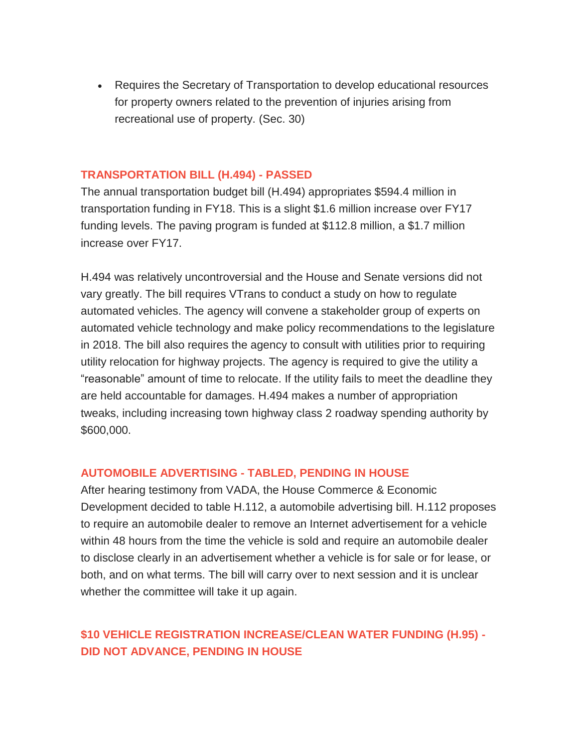- Requires the Secretary of Transportation to develop educational resources for property owners related to the prevention of injuries arising from recreational use of property. (Sec. 30)

### TRANSPORTATION BILL (H.494) - PASSED

The annual transportation budget bill (H.494) appropriates $594.4 million in transportation funding in FY18. This is a slight $1.6 million increase over FY17 funding levels. The paving program is funded at $112.8 million, a $1.7 million increase over FY17.

H.494 was relatively uncontroversial and the House and Senate versions did not vary greatly. The bill requires VTrans to conduct a study on how to regulate automated vehicles. The agency will convene a stakeholder group of experts on automated vehicle technology and make policy recommendations to the legislature in 2018. The bill also requires the agency to consult with utilities prior to requiring utility relocation for highway projects. The agency is required to give the utility a "reasonable" amount of time to relocate. If the utility fails to meet the deadline they are held accountable for damages. H.494 makes a number of appropriation tweaks, including increasing town highway class 2 roadway spending authority by $600,000.

### AUTOMOBILE ADVERTISING - TABLED, PENDING IN HOUSE

After hearing testimony from VADA, the House Commerce & Economic Development decided to table H.112, a automobile advertising bill. H.112 proposes to require an automobile dealer to remove an Internet advertisement for a vehicle within 48 hours from the time the vehicle is sold and require an automobile dealer to disclose clearly in an advertisement whether a vehicle is for sale or for lease, or both, and on what terms. The bill will carry over to next session and it is unclear whether the committee will take it up again.

### $10 VEHICLE REGISTRATION INCREASE/CLEAN WATER FUNDING (H.95) - DID NOT ADVANCE, PENDING IN HOUSE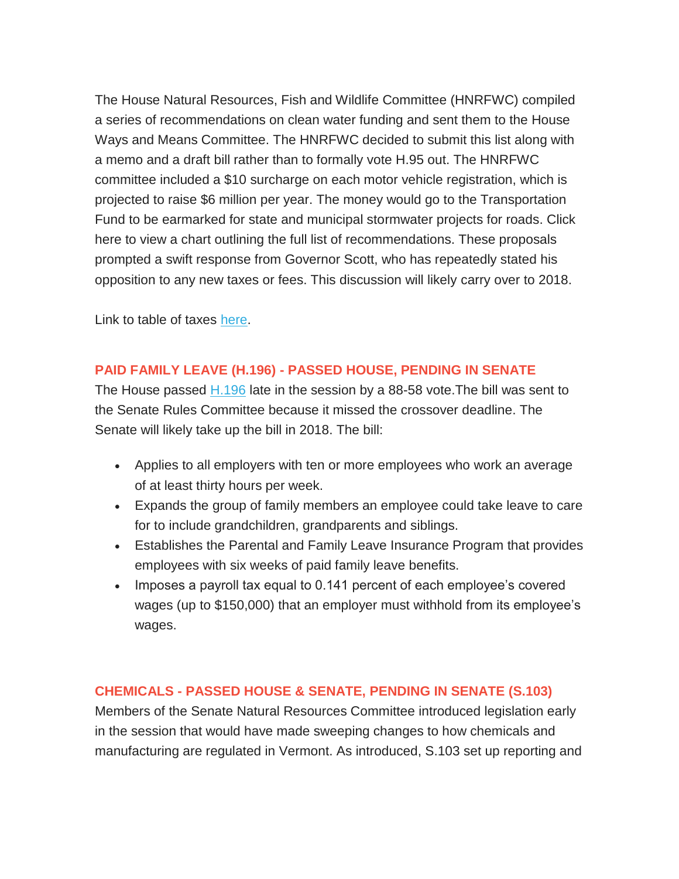The House Natural Resources, Fish and Wildlife Committee (HNRFWC) compiled a series of recommendations on clean water funding and sent them to the House Ways and Means Committee. The HNRFWC decided to submit this list along with a memo and a draft bill rather than to formally vote H.95 out. The HNRFWC committee included a $10 surcharge on each motor vehicle registration, which is projected to raise $6 million per year. The money would go to the Transportation Fund to be earmarked for state and municipal stormwater projects for roads. Click here to view a chart outlining the full list of recommendations. These proposals prompted a swift response from Governor Scott, who has repeatedly stated his opposition to any new taxes or fees. This discussion will likely carry over to 2018.

Link to table of taxes [here](#).

### PAID FAMILY LEAVE (H.196) - PASSED HOUSE, PENDING IN SENATE

The House passed [H.196](#) late in the session by a 88-58 vote.The bill was sent to the Senate Rules Committee because it missed the crossover deadline. The Senate will likely take up the bill in 2018. The bill:

- Applies to all employers with ten or more employees who work an average of at least thirty hours per week.
- Expands the group of family members an employee could take leave to care for to include grandchildren, grandparents and siblings.
- Establishes the Parental and Family Leave Insurance Program that provides employees with six weeks of paid family leave benefits.
- Imposes a payroll tax equal to 0.141 percent of each employee's covered wages (up to $150,000) that an employer must withhold from its employee's wages.

### CHEMICALS - PASSED HOUSE & SENATE, PENDING IN SENATE (S.103)

Members of the Senate Natural Resources Committee introduced legislation early in the session that would have made sweeping changes to how chemicals and manufacturing are regulated in Vermont. As introduced, S.103 set up reporting and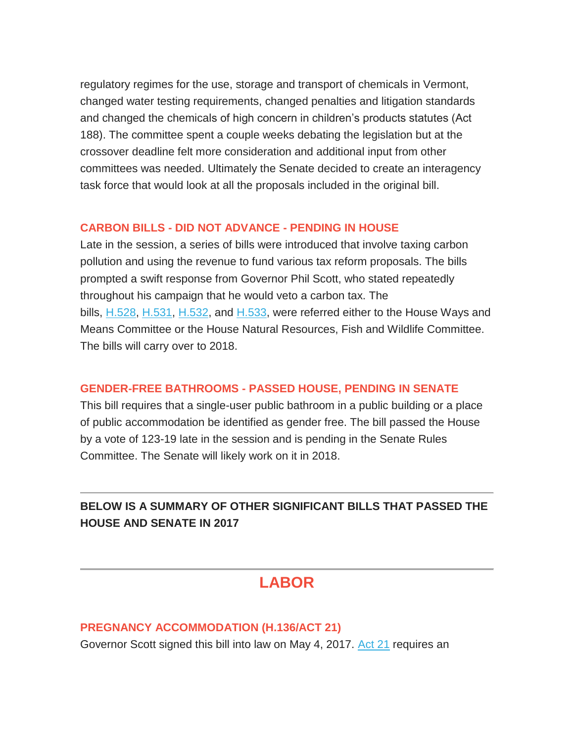regulatory regimes for the use, storage and transport of chemicals in Vermont, changed water testing requirements, changed penalties and litigation standards and changed the chemicals of high concern in children's products statutes (Act 188). The committee spent a couple weeks debating the legislation but at the crossover deadline felt more consideration and additional input from other committees was needed. Ultimately the Senate decided to create an interagency task force that would look at all the proposals included in the original bill.

### CARBON BILLS - DID NOT ADVANCE - PENDING IN HOUSE

Late in the session, a series of bills were introduced that involve taxing carbon pollution and using the revenue to fund various tax reform proposals. The bills prompted a swift response from Governor Phil Scott, who stated repeatedly throughout his campaign that he would veto a carbon tax. The bills, H.528, H.531, H.532, and H.533, were referred either to the House Ways and Means Committee or the House Natural Resources, Fish and Wildlife Committee. The bills will carry over to 2018.

### GENDER-FREE BATHROOMS - PASSED HOUSE, PENDING IN SENATE

This bill requires that a single-user public bathroom in a public building or a place of public accommodation be identified as gender free. The bill passed the House by a vote of 123-19 late in the session and is pending in the Senate Rules Committee. The Senate will likely work on it in 2018.

---

**BELOW IS A SUMMARY OF OTHER SIGNIFICANT BILLS THAT PASSED THE HOUSE AND SENATE IN 2017**

---

## LABOR

### PREGNANCY ACCOMMODATION (H.136/ACT 21)

Governor Scott signed this bill into law on May 4, 2017. Act 21 requires an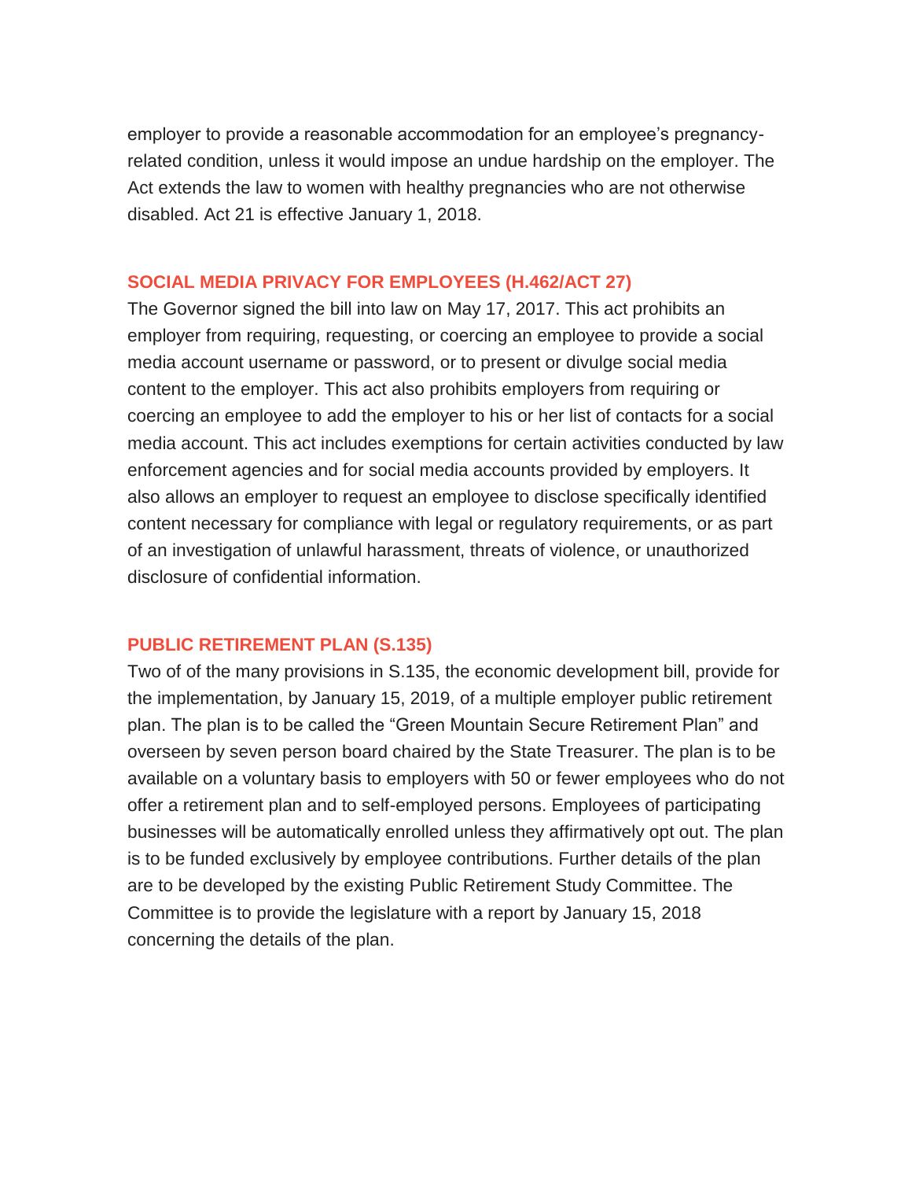employer to provide a reasonable accommodation for an employee's pregnancy-related condition, unless it would impose an undue hardship on the employer. The Act extends the law to women with healthy pregnancies who are not otherwise disabled. Act 21 is effective January 1, 2018.

### SOCIAL MEDIA PRIVACY FOR EMPLOYEES (H.462/ACT 27)

The Governor signed the bill into law on May 17, 2017. This act prohibits an employer from requiring, requesting, or coercing an employee to provide a social media account username or password, or to present or divulge social media content to the employer. This act also prohibits employers from requiring or coercing an employee to add the employer to his or her list of contacts for a social media account. This act includes exemptions for certain activities conducted by law enforcement agencies and for social media accounts provided by employers. It also allows an employer to request an employee to disclose specifically identified content necessary for compliance with legal or regulatory requirements, or as part of an investigation of unlawful harassment, threats of violence, or unauthorized disclosure of confidential information.

### PUBLIC RETIREMENT PLAN (S.135)

Two of of the many provisions in S.135, the economic development bill, provide for the implementation, by January 15, 2019, of a multiple employer public retirement plan. The plan is to be called the "Green Mountain Secure Retirement Plan" and overseen by seven person board chaired by the State Treasurer. The plan is to be available on a voluntary basis to employers with 50 or fewer employees who do not offer a retirement plan and to self-employed persons. Employees of participating businesses will be automatically enrolled unless they affirmatively opt out. The plan is to be funded exclusively by employee contributions. Further details of the plan are to be developed by the existing Public Retirement Study Committee. The Committee is to provide the legislature with a report by January 15, 2018 concerning the details of the plan.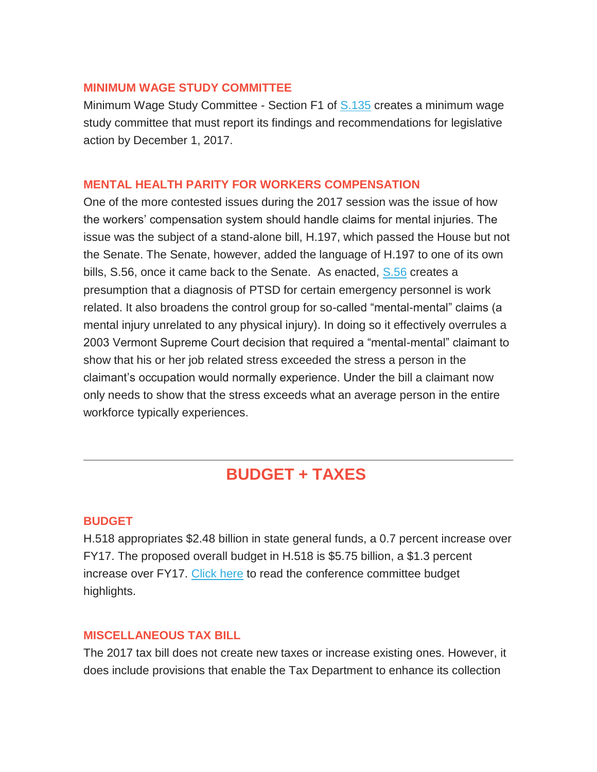### MINIMUM WAGE STUDY COMMITTEE

Minimum Wage Study Committee - Section F1 of S.135 creates a minimum wage study committee that must report its findings and recommendations for legislative action by December 1, 2017.

### MENTAL HEALTH PARITY FOR WORKERS COMPENSATION

One of the more contested issues during the 2017 session was the issue of how the workers' compensation system should handle claims for mental injuries. The issue was the subject of a stand-alone bill, H.197, which passed the House but not the Senate. The Senate, however, added the language of H.197 to one of its own bills, S.56, once it came back to the Senate. As enacted, S.56 creates a presumption that a diagnosis of PTSD for certain emergency personnel is work related. It also broadens the control group for so-called "mental-mental" claims (a mental injury unrelated to any physical injury). In doing so it effectively overrules a 2003 Vermont Supreme Court decision that required a "mental-mental" claimant to show that his or her job related stress exceeded the stress a person in the claimant's occupation would normally experience. Under the bill a claimant now only needs to show that the stress exceeds what an average person in the entire workforce typically experiences.

---

## BUDGET + TAXES

### BUDGET

H.518 appropriates $2.48 billion in state general funds, a 0.7 percent increase over FY17. The proposed overall budget in H.518 is $5.75 billion, a $1.3 percent increase over FY17. Click here to read the conference committee budget highlights.

### MISCELLANEOUS TAX BILL

The 2017 tax bill does not create new taxes or increase existing ones. However, it does include provisions that enable the Tax Department to enhance its collection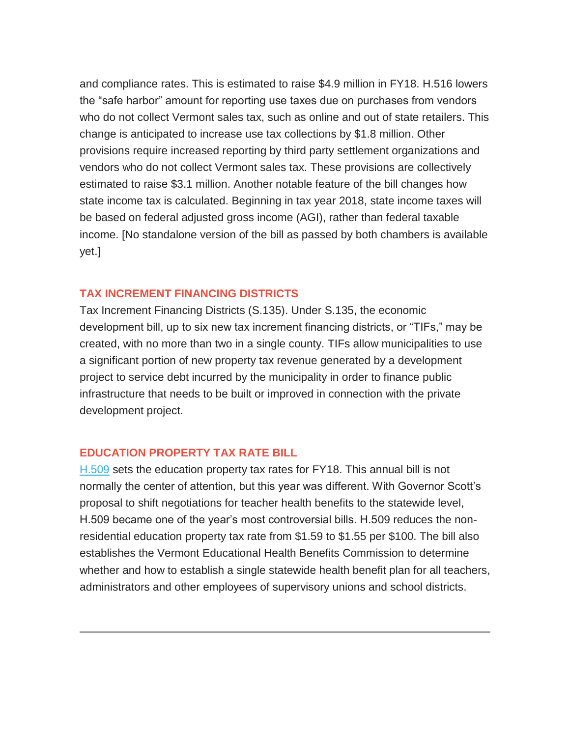and compliance rates. This is estimated to raise $4.9 million in FY18. H.516 lowers the "safe harbor" amount for reporting use taxes due on purchases from vendors who do not collect Vermont sales tax, such as online and out of state retailers. This change is anticipated to increase use tax collections by $1.8 million. Other provisions require increased reporting by third party settlement organizations and vendors who do not collect Vermont sales tax. These provisions are collectively estimated to raise $3.1 million. Another notable feature of the bill changes how state income tax is calculated. Beginning in tax year 2018, state income taxes will be based on federal adjusted gross income (AGI), rather than federal taxable income. [No standalone version of the bill as passed by both chambers is available yet.]

## TAX INCREMENT FINANCING DISTRICTS

Tax Increment Financing Districts (S.135). Under S.135, the economic development bill, up to six new tax increment financing districts, or "TIFs," may be created, with no more than two in a single county. TIFs allow municipalities to use a significant portion of new property tax revenue generated by a development project to service debt incurred by the municipality in order to finance public infrastructure that needs to be built or improved in connection with the private development project.

## EDUCATION PROPERTY TAX RATE BILL

H.509 sets the education property tax rates for FY18. This annual bill is not normally the center of attention, but this year was different. With Governor Scott's proposal to shift negotiations for teacher health benefits to the statewide level, H.509 became one of the year's most controversial bills. H.509 reduces the non-residential education property tax rate from $1.59 to $1.55 per $100. The bill also establishes the Vermont Educational Health Benefits Commission to determine whether and how to establish a single statewide health benefit plan for all teachers, administrators and other employees of supervisory unions and school districts.

---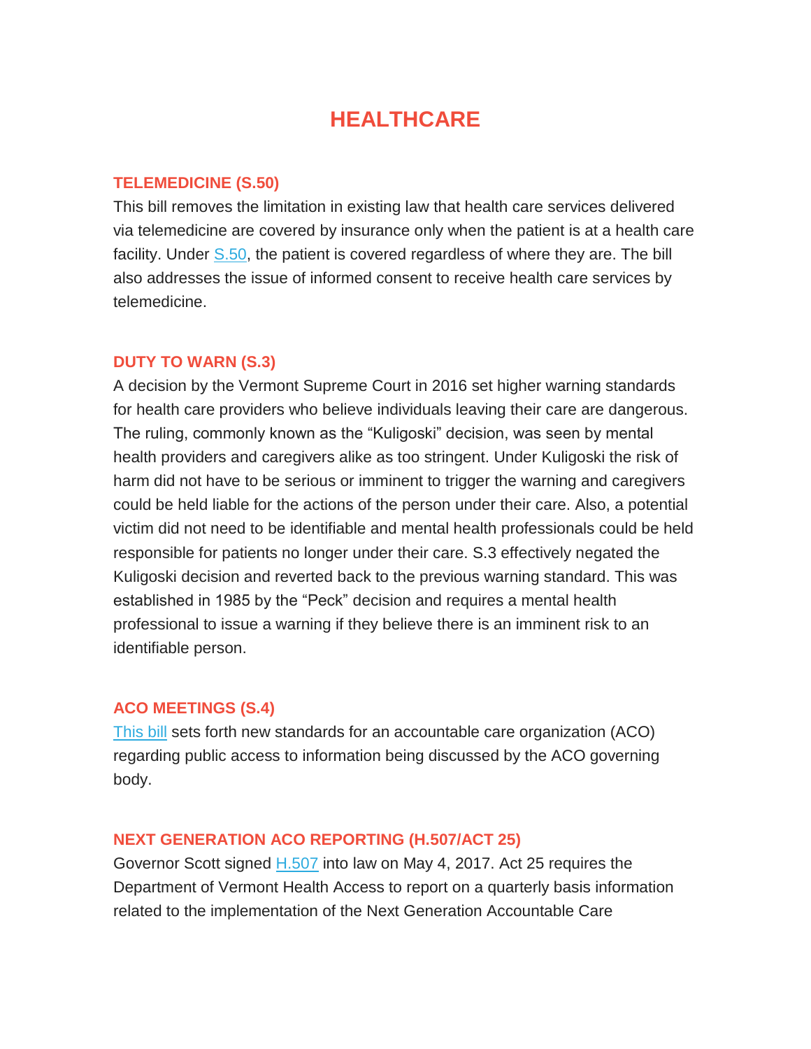# HEALTHCARE

### TELEMEDICINE (S.50)

This bill removes the limitation in existing law that health care services delivered via telemedicine are covered by insurance only when the patient is at a health care facility. Under S.50, the patient is covered regardless of where they are. The bill also addresses the issue of informed consent to receive health care services by telemedicine.

### DUTY TO WARN (S.3)

A decision by the Vermont Supreme Court in 2016 set higher warning standards for health care providers who believe individuals leaving their care are dangerous. The ruling, commonly known as the "Kuligoski" decision, was seen by mental health providers and caregivers alike as too stringent. Under Kuligoski the risk of harm did not have to be serious or imminent to trigger the warning and caregivers could be held liable for the actions of the person under their care. Also, a potential victim did not need to be identifiable and mental health professionals could be held responsible for patients no longer under their care. S.3 effectively negated the Kuligoski decision and reverted back to the previous warning standard. This was established in 1985 by the "Peck" decision and requires a mental health professional to issue a warning if they believe there is an imminent risk to an identifiable person.

### ACO MEETINGS (S.4)

This bill sets forth new standards for an accountable care organization (ACO) regarding public access to information being discussed by the ACO governing body.

### NEXT GENERATION ACO REPORTING (H.507/ACT 25)

Governor Scott signed H.507 into law on May 4, 2017. Act 25 requires the Department of Vermont Health Access to report on a quarterly basis information related to the implementation of the Next Generation Accountable Care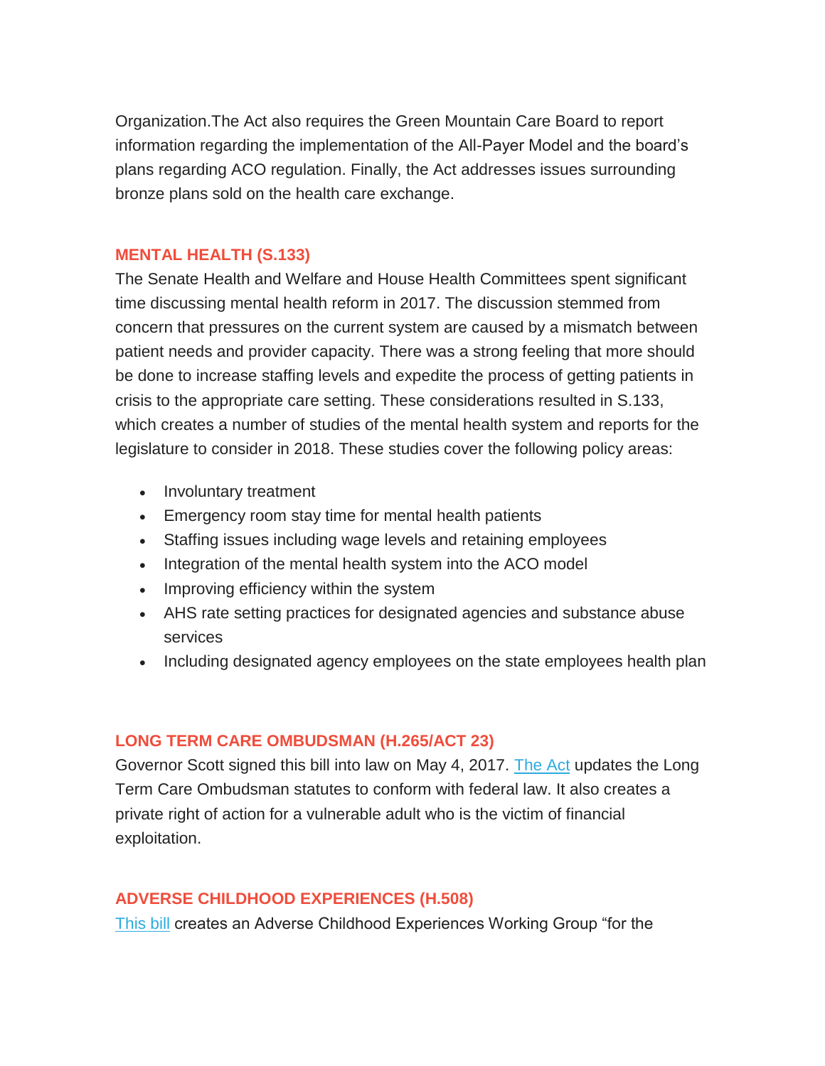Organization.The Act also requires the Green Mountain Care Board to report information regarding the implementation of the All-Payer Model and the board's plans regarding ACO regulation. Finally, the Act addresses issues surrounding bronze plans sold on the health care exchange.

### MENTAL HEALTH (S.133)

The Senate Health and Welfare and House Health Committees spent significant time discussing mental health reform in 2017. The discussion stemmed from concern that pressures on the current system are caused by a mismatch between patient needs and provider capacity. There was a strong feeling that more should be done to increase staffing levels and expedite the process of getting patients in crisis to the appropriate care setting. These considerations resulted in S.133, which creates a number of studies of the mental health system and reports for the legislature to consider in 2018. These studies cover the following policy areas:

- Involuntary treatment
- Emergency room stay time for mental health patients
- Staffing issues including wage levels and retaining employees
- Integration of the mental health system into the ACO model
- Improving efficiency within the system
- AHS rate setting practices for designated agencies and substance abuse services
- Including designated agency employees on the state employees health plan

### LONG TERM CARE OMBUDSMAN (H.265/ACT 23)

Governor Scott signed this bill into law on May 4, 2017. The Act updates the Long Term Care Ombudsman statutes to conform with federal law. It also creates a private right of action for a vulnerable adult who is the victim of financial exploitation.

### ADVERSE CHILDHOOD EXPERIENCES (H.508)

This bill creates an Adverse Childhood Experiences Working Group "for the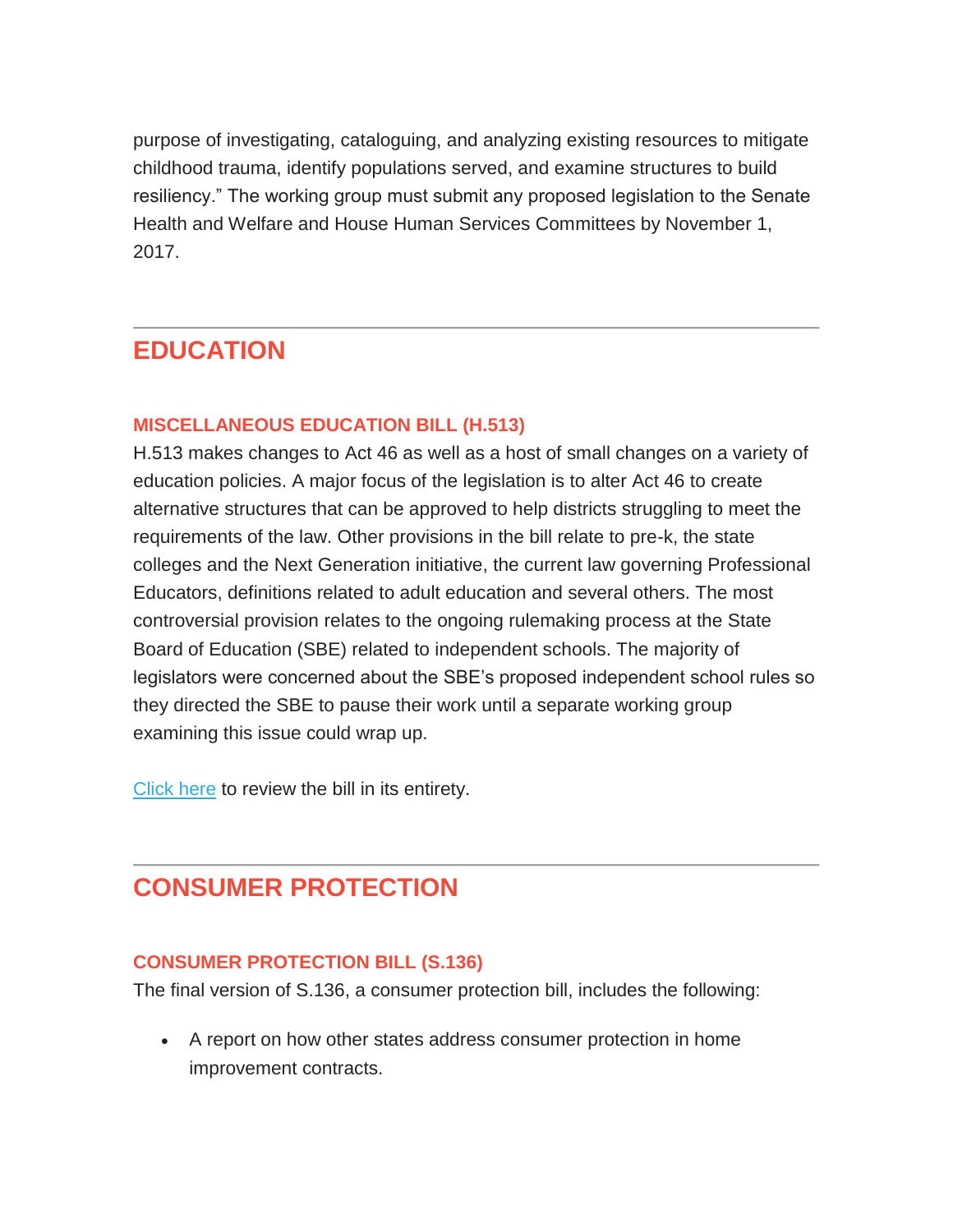purpose of investigating, cataloguing, and analyzing existing resources to mitigate childhood trauma, identify populations served, and examine structures to build resiliency." The working group must submit any proposed legislation to the Senate Health and Welfare and House Human Services Committees by November 1, 2017.

---

## EDUCATION

### MISCELLANEOUS EDUCATION BILL (H.513)

H.513 makes changes to Act 46 as well as a host of small changes on a variety of education policies. A major focus of the legislation is to alter Act 46 to create alternative structures that can be approved to help districts struggling to meet the requirements of the law. Other provisions in the bill relate to pre-k, the state colleges and the Next Generation initiative, the current law governing Professional Educators, definitions related to adult education and several others. The most controversial provision relates to the ongoing rulemaking process at the State Board of Education (SBE) related to independent schools. The majority of legislators were concerned about the SBE's proposed independent school rules so they directed the SBE to pause their work until a separate working group examining this issue could wrap up.

Click here to review the bill in its entirety.

---

## CONSUMER PROTECTION

### CONSUMER PROTECTION BILL (S.136)

The final version of S.136, a consumer protection bill, includes the following:

- A report on how other states address consumer protection in home improvement contracts.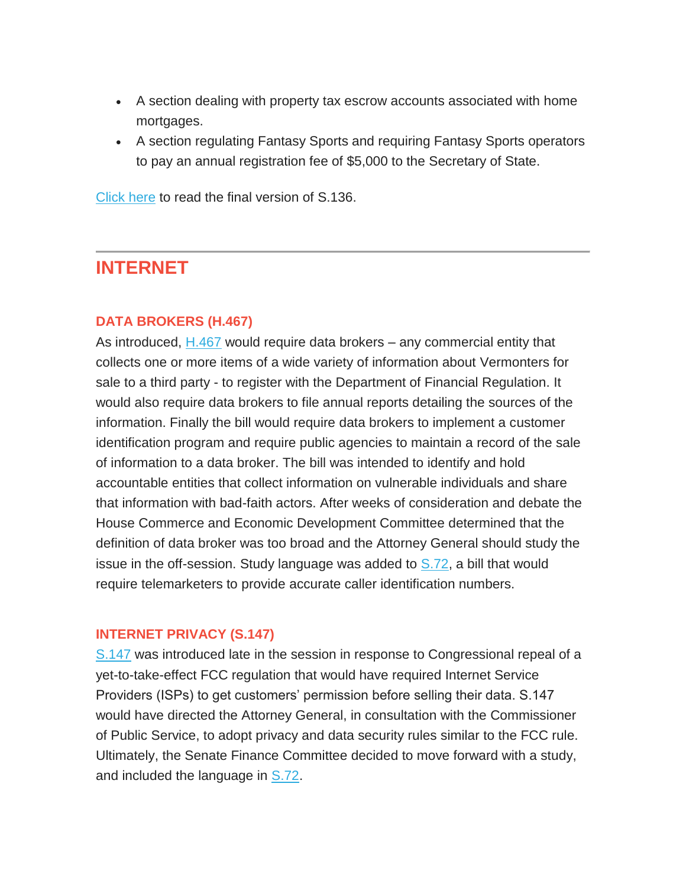- A section dealing with property tax escrow accounts associated with home mortgages.
- A section regulating Fantasy Sports and requiring Fantasy Sports operators to pay an annual registration fee of $5,000 to the Secretary of State.

Click here to read the final version of S.136.

---

## INTERNET

### DATA BROKERS (H.467)

As introduced, H.467 would require data brokers – any commercial entity that collects one or more items of a wide variety of information about Vermonters for sale to a third party - to register with the Department of Financial Regulation. It would also require data brokers to file annual reports detailing the sources of the information. Finally the bill would require data brokers to implement a customer identification program and require public agencies to maintain a record of the sale of information to a data broker. The bill was intended to identify and hold accountable entities that collect information on vulnerable individuals and share that information with bad-faith actors. After weeks of consideration and debate the House Commerce and Economic Development Committee determined that the definition of data broker was too broad and the Attorney General should study the issue in the off-session. Study language was added to S.72, a bill that would require telemarketers to provide accurate caller identification numbers.

### INTERNET PRIVACY (S.147)

S.147 was introduced late in the session in response to Congressional repeal of a yet-to-take-effect FCC regulation that would have required Internet Service Providers (ISPs) to get customers' permission before selling their data. S.147 would have directed the Attorney General, in consultation with the Commissioner of Public Service, to adopt privacy and data security rules similar to the FCC rule. Ultimately, the Senate Finance Committee decided to move forward with a study, and included the language in S.72.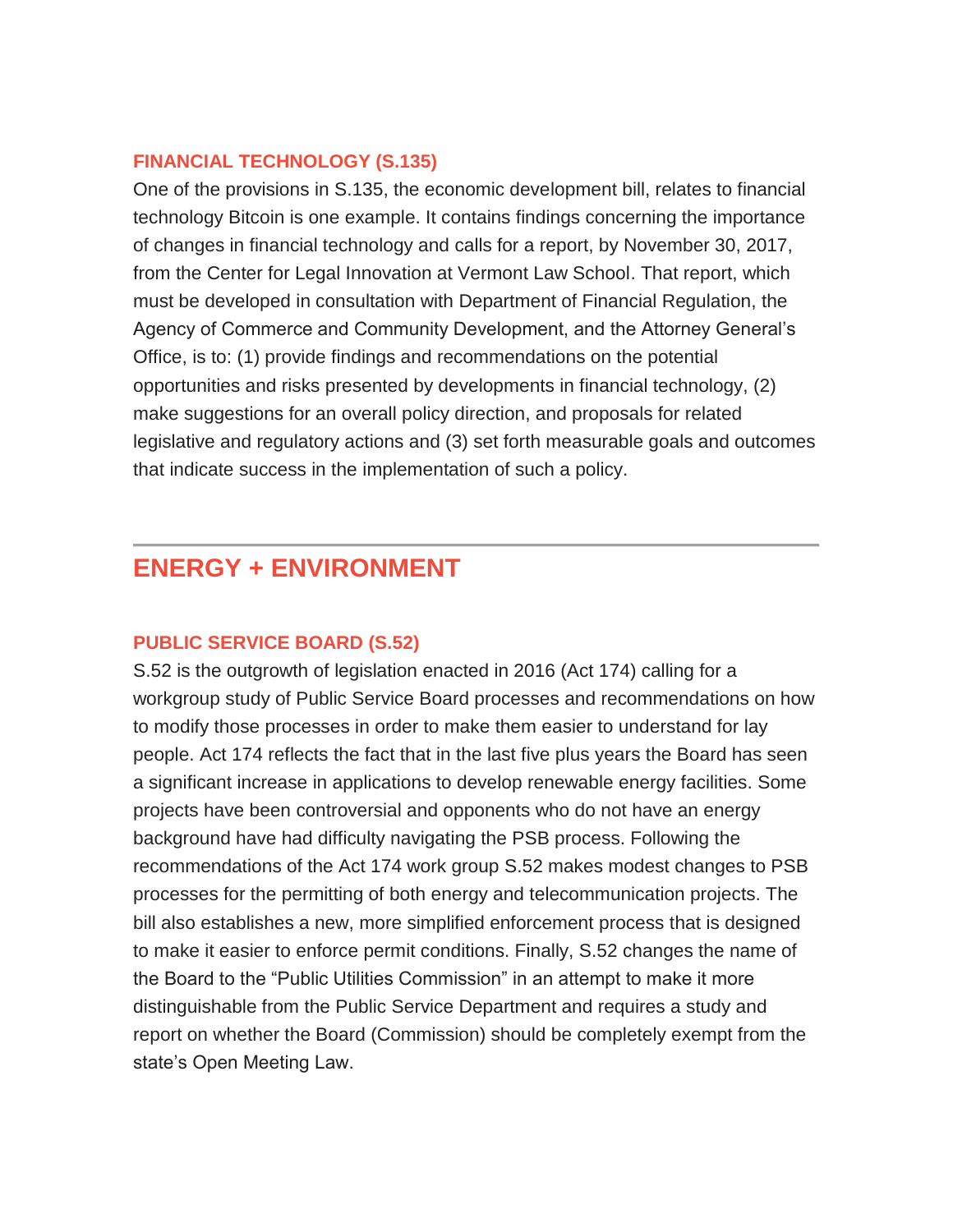### FINANCIAL TECHNOLOGY (S.135)

One of the provisions in S.135, the economic development bill, relates to financial technology Bitcoin is one example. It contains findings concerning the importance of changes in financial technology and calls for a report, by November 30, 2017, from the Center for Legal Innovation at Vermont Law School. That report, which must be developed in consultation with Department of Financial Regulation, the Agency of Commerce and Community Development, and the Attorney General's Office, is to: (1) provide findings and recommendations on the potential opportunities and risks presented by developments in financial technology, (2) make suggestions for an overall policy direction, and proposals for related legislative and regulatory actions and (3) set forth measurable goals and outcomes that indicate success in the implementation of such a policy.

---

## ENERGY + ENVIRONMENT

### PUBLIC SERVICE BOARD (S.52)

S.52 is the outgrowth of legislation enacted in 2016 (Act 174) calling for a workgroup study of Public Service Board processes and recommendations on how to modify those processes in order to make them easier to understand for lay people. Act 174 reflects the fact that in the last five plus years the Board has seen a significant increase in applications to develop renewable energy facilities. Some projects have been controversial and opponents who do not have an energy background have had difficulty navigating the PSB process. Following the recommendations of the Act 174 work group S.52 makes modest changes to PSB processes for the permitting of both energy and telecommunication projects. The bill also establishes a new, more simplified enforcement process that is designed to make it easier to enforce permit conditions. Finally, S.52 changes the name of the Board to the "Public Utilities Commission" in an attempt to make it more distinguishable from the Public Service Department and requires a study and report on whether the Board (Commission) should be completely exempt from the state's Open Meeting Law.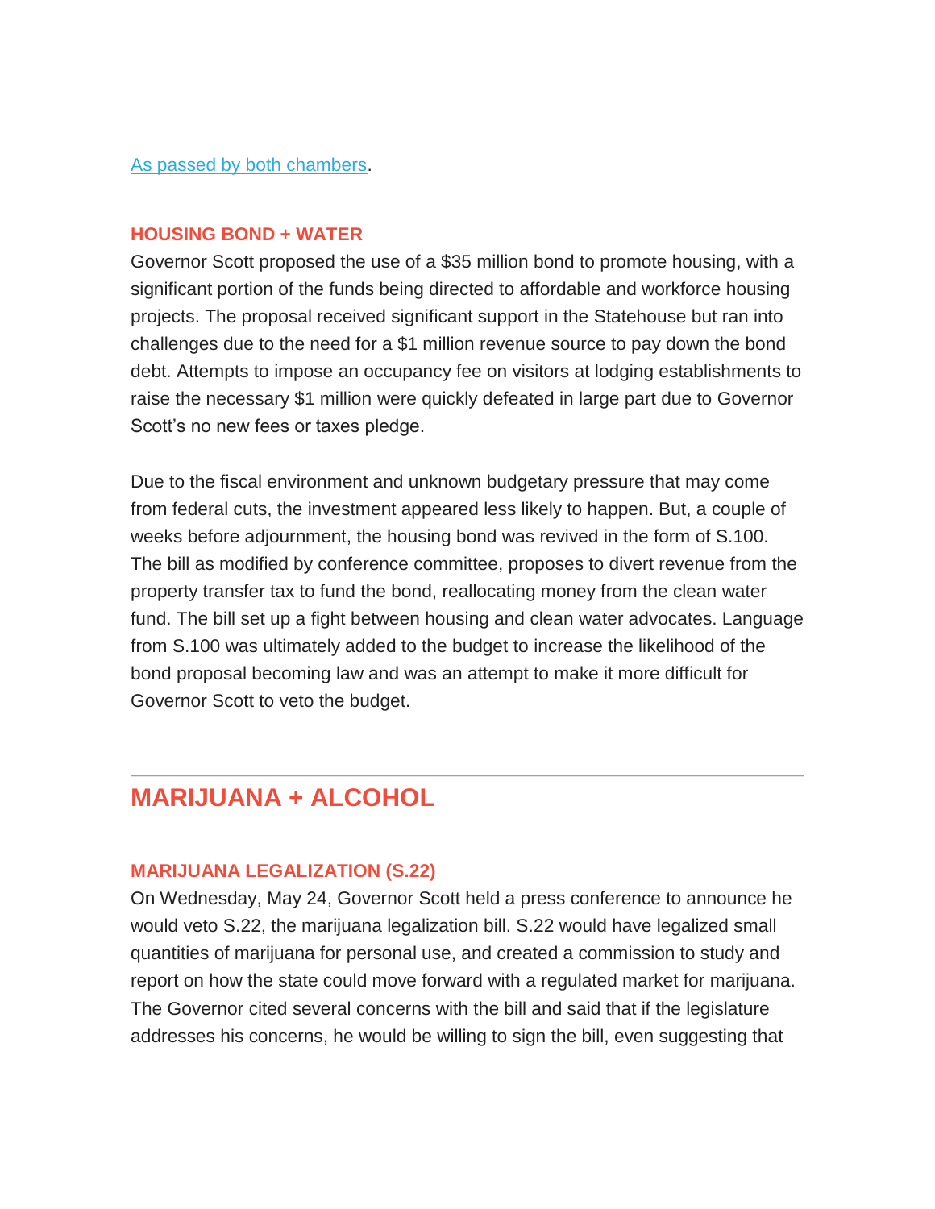[As passed by both chambers](#).

### HOUSING BOND + WATER

Governor Scott proposed the use of a $35 million bond to promote housing, with a significant portion of the funds being directed to affordable and workforce housing projects. The proposal received significant support in the Statehouse but ran into challenges due to the need for a $1 million revenue source to pay down the bond debt. Attempts to impose an occupancy fee on visitors at lodging establishments to raise the necessary $1 million were quickly defeated in large part due to Governor Scott's no new fees or taxes pledge.

Due to the fiscal environment and unknown budgetary pressure that may come from federal cuts, the investment appeared less likely to happen. But, a couple of weeks before adjournment, the housing bond was revived in the form of S.100. The bill as modified by conference committee, proposes to divert revenue from the property transfer tax to fund the bond, reallocating money from the clean water fund. The bill set up a fight between housing and clean water advocates. Language from S.100 was ultimately added to the budget to increase the likelihood of the bond proposal becoming law and was an attempt to make it more difficult for Governor Scott to veto the budget.

---

## MARIJUANA + ALCOHOL

### MARIJUANA LEGALIZATION (S.22)

On Wednesday, May 24, Governor Scott held a press conference to announce he would veto S.22, the marijuana legalization bill. S.22 would have legalized small quantities of marijuana for personal use, and created a commission to study and report on how the state could move forward with a regulated market for marijuana. The Governor cited several concerns with the bill and said that if the legislature addresses his concerns, he would be willing to sign the bill, even suggesting that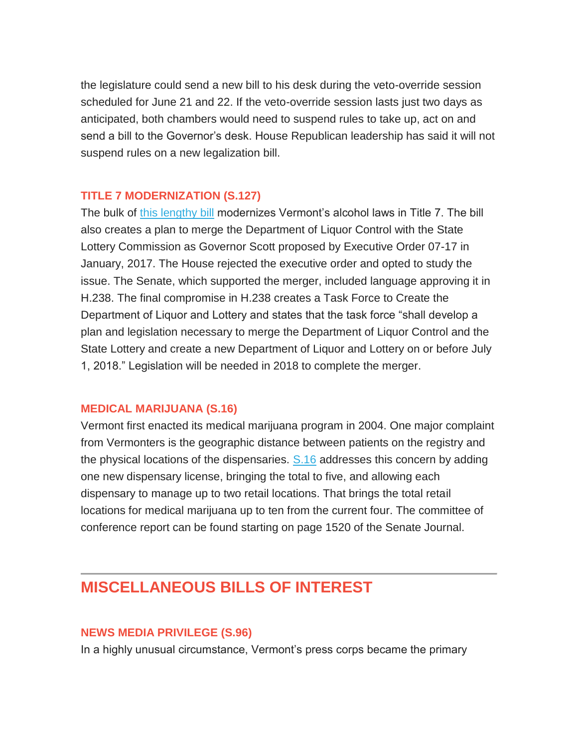the legislature could send a new bill to his desk during the veto-override session scheduled for June 21 and 22. If the veto-override session lasts just two days as anticipated, both chambers would need to suspend rules to take up, act on and send a bill to the Governor's desk. House Republican leadership has said it will not suspend rules on a new legalization bill.

### TITLE 7 MODERNIZATION (S.127)

The bulk of this lengthy bill modernizes Vermont's alcohol laws in Title 7. The bill also creates a plan to merge the Department of Liquor Control with the State Lottery Commission as Governor Scott proposed by Executive Order 07-17 in January, 2017. The House rejected the executive order and opted to study the issue. The Senate, which supported the merger, included language approving it in H.238. The final compromise in H.238 creates a Task Force to Create the Department of Liquor and Lottery and states that the task force "shall develop a plan and legislation necessary to merge the Department of Liquor Control and the State Lottery and create a new Department of Liquor and Lottery on or before July 1, 2018." Legislation will be needed in 2018 to complete the merger.

### MEDICAL MARIJUANA (S.16)

Vermont first enacted its medical marijuana program in 2004. One major complaint from Vermonters is the geographic distance between patients on the registry and the physical locations of the dispensaries. S.16 addresses this concern by adding one new dispensary license, bringing the total to five, and allowing each dispensary to manage up to two retail locations. That brings the total retail locations for medical marijuana up to ten from the current four. The committee of conference report can be found starting on page 1520 of the Senate Journal.

---

## MISCELLANEOUS BILLS OF INTEREST

### NEWS MEDIA PRIVILEGE (S.96)

In a highly unusual circumstance, Vermont's press corps became the primary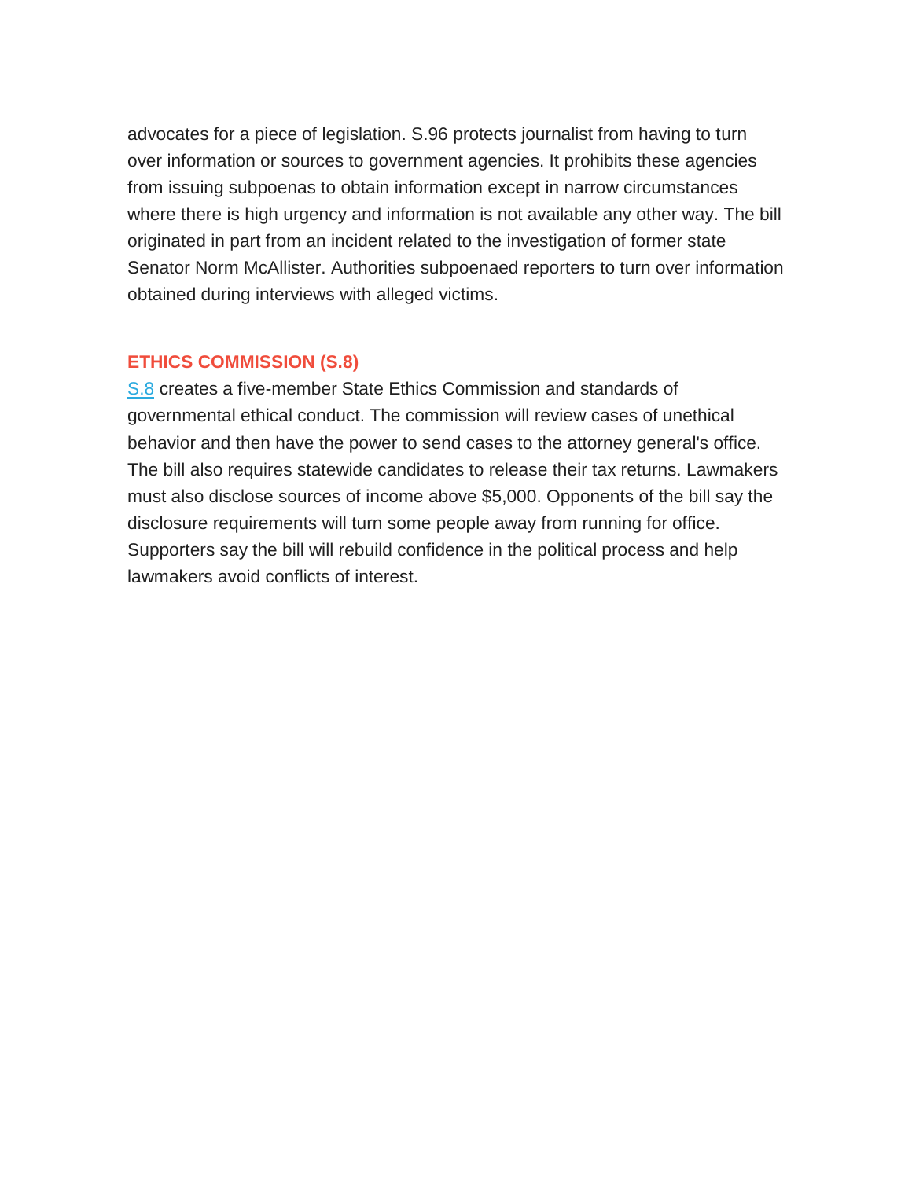advocates for a piece of legislation. S.96 protects journalist from having to turn over information or sources to government agencies. It prohibits these agencies from issuing subpoenas to obtain information except in narrow circumstances where there is high urgency and information is not available any other way. The bill originated in part from an incident related to the investigation of former state Senator Norm McAllister. Authorities subpoenaed reporters to turn over information obtained during interviews with alleged victims.

### ETHICS COMMISSION (S.8)

S.8 creates a five-member State Ethics Commission and standards of governmental ethical conduct. The commission will review cases of unethical behavior and then have the power to send cases to the attorney general's office. The bill also requires statewide candidates to release their tax returns. Lawmakers must also disclose sources of income above $5,000. Opponents of the bill say the disclosure requirements will turn some people away from running for office. Supporters say the bill will rebuild confidence in the political process and help lawmakers avoid conflicts of interest.